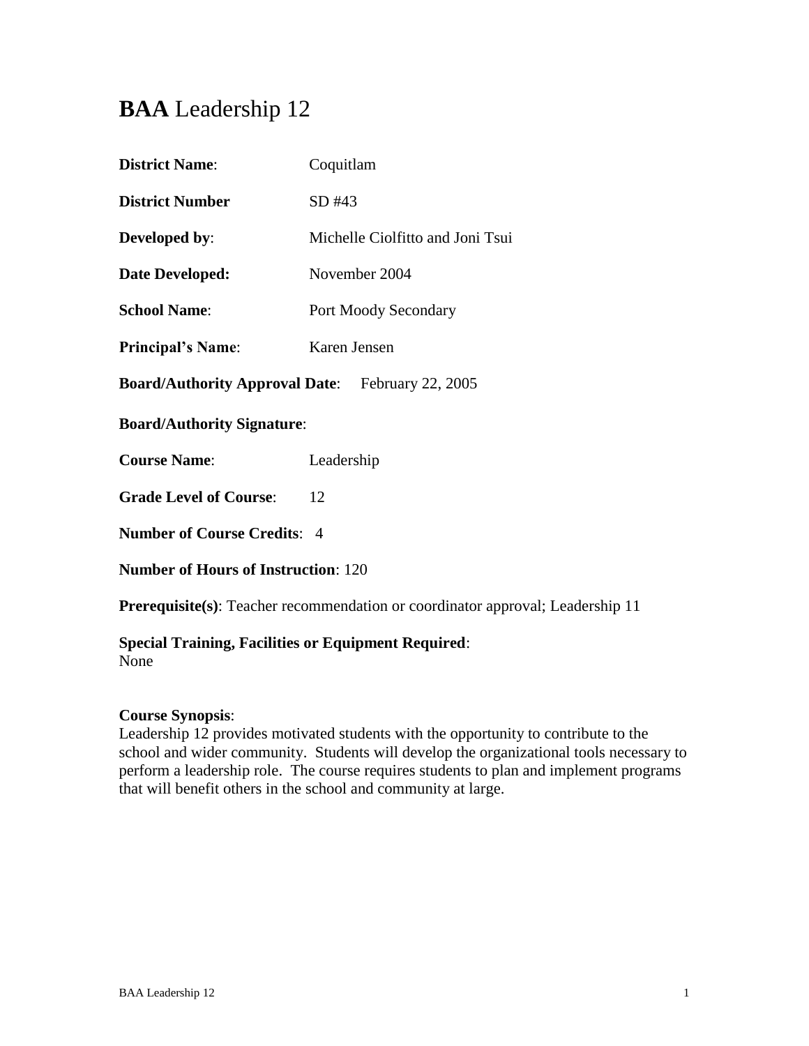# **BAA** Leadership 12

**District Name**: Coquitlam

**District Number** SD #43

**Developed by**: Michelle Ciolfitto and Joni Tsui

**Date Developed:** November 2004

**School Name**: Port Moody Secondary

**Principal's Name**: Karen Jensen

**Board/Authority Approval Date**: February 22, 2005

**Board/Authority Signature**:

**Course Name**: Leadership

**Grade Level of Course**: 12

**Number of Course Credits**: 4

**Number of Hours of Instruction**: 120

**Prerequisite(s)**: Teacher recommendation or coordinator approval; Leadership 11

**Special Training, Facilities or Equipment Required**:
None

**Course Synopsis**:
Leadership 12 provides motivated students with the opportunity to contribute to the school and wider community. Students will develop the organizational tools necessary to perform a leadership role. The course requires students to plan and implement programs that will benefit others in the school and community at large.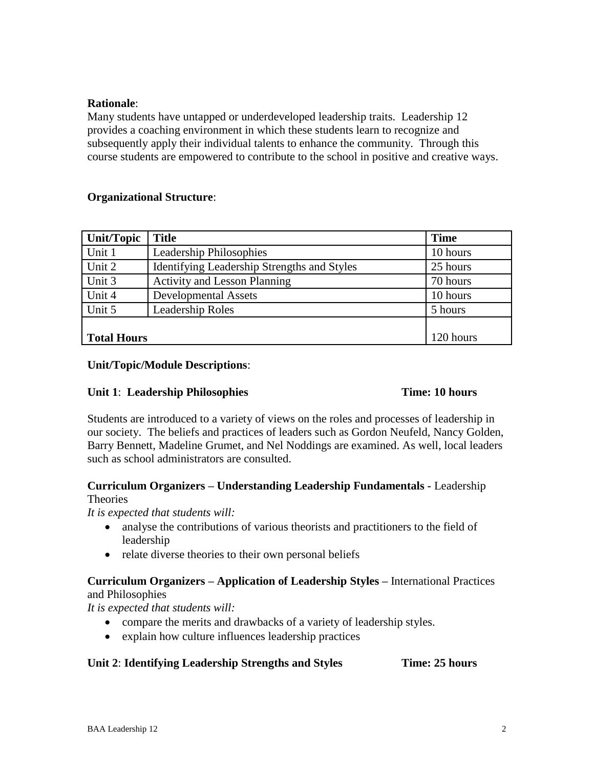**Rationale**:
Many students have untapped or underdeveloped leadership traits. Leadership 12 provides a coaching environment in which these students learn to recognize and subsequently apply their individual talents to enhance the community. Through this course students are empowered to contribute to the school in positive and creative ways.

**Organizational Structure**:

| Unit/Topic | Title | Time |
|---|---|---|
| Unit 1 | Leadership Philosophies | 10 hours |
| Unit 2 | Identifying Leadership Strengths and Styles | 25 hours |
| Unit 3 | Activity and Lesson Planning | 70 hours |
| Unit 4 | Developmental Assets | 10 hours |
| Unit 5 | Leadership Roles | 5 hours |
| **Total Hours** | | 120 hours |

**Unit/Topic/Module Descriptions**:

**Unit 1**: **Leadership Philosophies** **Time: 10 hours**

Students are introduced to a variety of views on the roles and processes of leadership in our society. The beliefs and practices of leaders such as Gordon Neufeld, Nancy Golden, Barry Bennett, Madeline Grumet, and Nel Noddings are examined. As well, local leaders such as school administrators are consulted.

**Curriculum Organizers – Understanding Leadership Fundamentals -** Leadership Theories

*It is expected that students will:*

- analyse the contributions of various theorists and practitioners to the field of leadership
- relate diverse theories to their own personal beliefs

**Curriculum Organizers – Application of Leadership Styles –** International Practices and Philosophies

*It is expected that students will:*

- compare the merits and drawbacks of a variety of leadership styles.
- explain how culture influences leadership practices

**Unit 2**: **Identifying Leadership Strengths and Styles** **Time: 25 hours**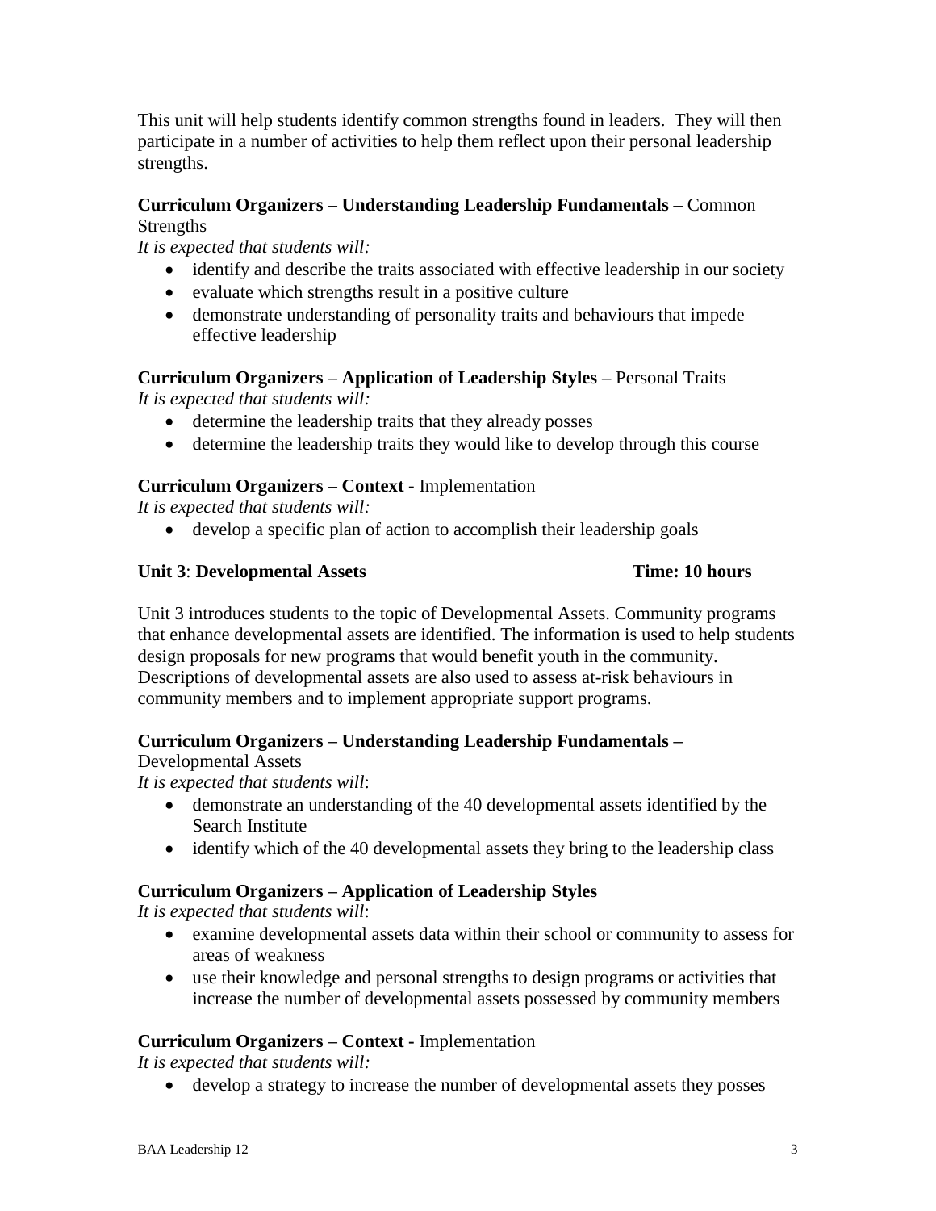This unit will help students identify common strengths found in leaders. They will then participate in a number of activities to help them reflect upon their personal leadership strengths.

**Curriculum Organizers – Understanding Leadership Fundamentals –** Common Strengths

*It is expected that students will:*

- identify and describe the traits associated with effective leadership in our society
- evaluate which strengths result in a positive culture
- demonstrate understanding of personality traits and behaviours that impede effective leadership

**Curriculum Organizers – Application of Leadership Styles –** Personal Traits

*It is expected that students will:*

- determine the leadership traits that they already posses
- determine the leadership traits they would like to develop through this course

**Curriculum Organizers – Context -** Implementation

*It is expected that students will:*

- develop a specific plan of action to accomplish their leadership goals

**Unit 3**: **Developmental Assets** **Time: 10 hours**

Unit 3 introduces students to the topic of Developmental Assets. Community programs that enhance developmental assets are identified. The information is used to help students design proposals for new programs that would benefit youth in the community. Descriptions of developmental assets are also used to assess at-risk behaviours in community members and to implement appropriate support programs.

**Curriculum Organizers – Understanding Leadership Fundamentals –** Developmental Assets

*It is expected that students will*:

- demonstrate an understanding of the 40 developmental assets identified by the Search Institute
- identify which of the 40 developmental assets they bring to the leadership class

**Curriculum Organizers – Application of Leadership Styles**

*It is expected that students will*:

- examine developmental assets data within their school or community to assess for areas of weakness
- use their knowledge and personal strengths to design programs or activities that increase the number of developmental assets possessed by community members

**Curriculum Organizers – Context -** Implementation

*It is expected that students will:*

- develop a strategy to increase the number of developmental assets they posses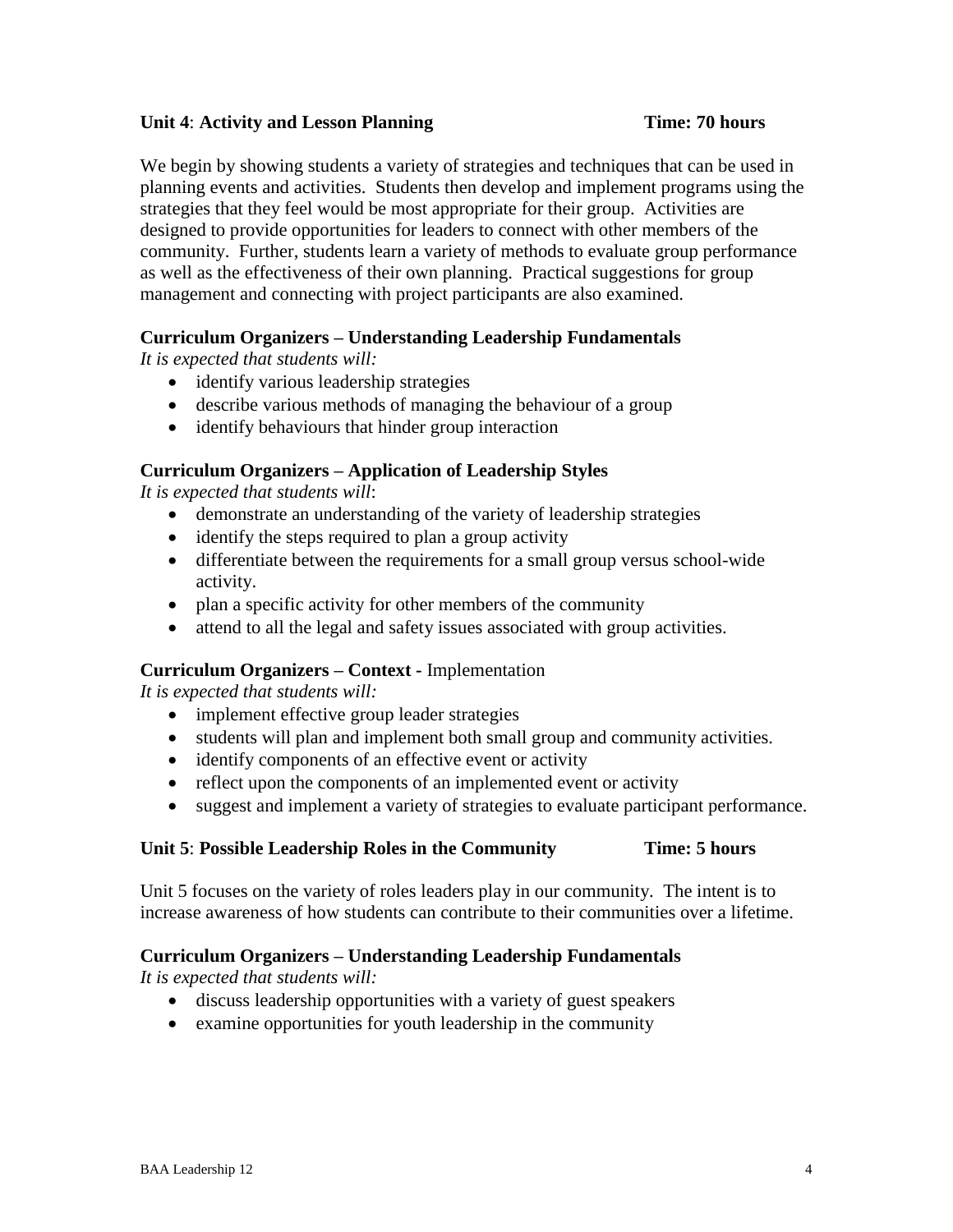**Unit 4**: **Activity and Lesson Planning** **Time: 70 hours**

We begin by showing students a variety of strategies and techniques that can be used in planning events and activities. Students then develop and implement programs using the strategies that they feel would be most appropriate for their group. Activities are designed to provide opportunities for leaders to connect with other members of the community. Further, students learn a variety of methods to evaluate group performance as well as the effectiveness of their own planning. Practical suggestions for group management and connecting with project participants are also examined.

**Curriculum Organizers – Understanding Leadership Fundamentals**
*It is expected that students will:*

- identify various leadership strategies
- describe various methods of managing the behaviour of a group
- identify behaviours that hinder group interaction

**Curriculum Organizers – Application of Leadership Styles**
*It is expected that students will*:

- demonstrate an understanding of the variety of leadership strategies
- identify the steps required to plan a group activity
- differentiate between the requirements for a small group versus school-wide activity.
- plan a specific activity for other members of the community
- attend to all the legal and safety issues associated with group activities.

**Curriculum Organizers – Context -** Implementation
*It is expected that students will:*

- implement effective group leader strategies
- students will plan and implement both small group and community activities.
- identify components of an effective event or activity
- reflect upon the components of an implemented event or activity
- suggest and implement a variety of strategies to evaluate participant performance.

**Unit 5**: **Possible Leadership Roles in the Community** **Time: 5 hours**

Unit 5 focuses on the variety of roles leaders play in our community. The intent is to increase awareness of how students can contribute to their communities over a lifetime.

**Curriculum Organizers – Understanding Leadership Fundamentals**
*It is expected that students will:*

- discuss leadership opportunities with a variety of guest speakers
- examine opportunities for youth leadership in the community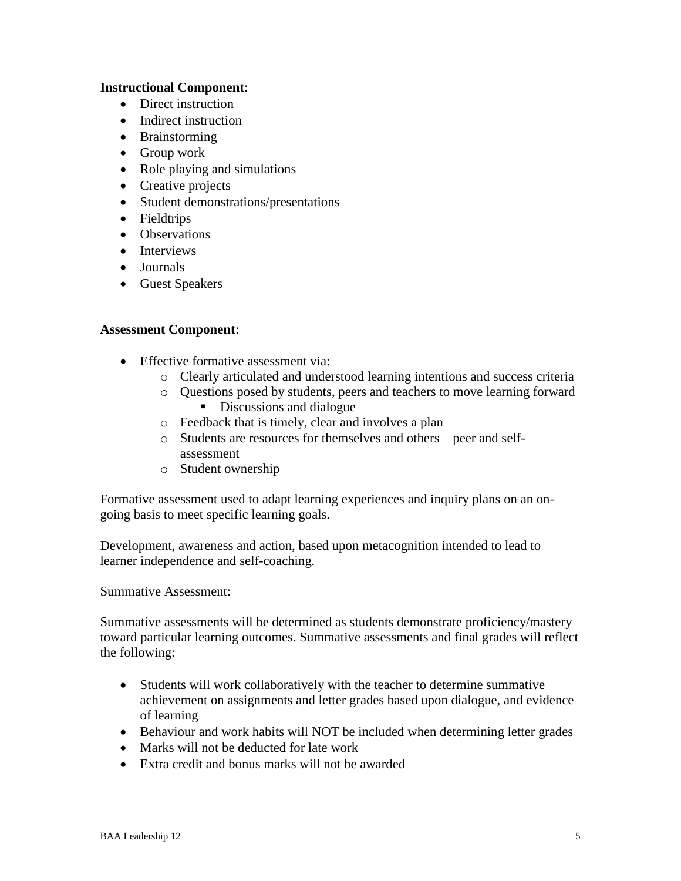**Instructional Component**:

- Direct instruction
- Indirect instruction
- Brainstorming
- Group work
- Role playing and simulations
- Creative projects
- Student demonstrations/presentations
- Fieldtrips
- Observations
- Interviews
- Journals
- Guest Speakers

**Assessment Component**:

- Effective formative assessment via:
  - Clearly articulated and understood learning intentions and success criteria
  - Questions posed by students, peers and teachers to move learning forward
    - Discussions and dialogue
  - Feedback that is timely, clear and involves a plan
  - Students are resources for themselves and others – peer and self-assessment
  - Student ownership

Formative assessment used to adapt learning experiences and inquiry plans on an on-going basis to meet specific learning goals.

Development, awareness and action, based upon metacognition intended to lead to learner independence and self-coaching.

Summative Assessment:

Summative assessments will be determined as students demonstrate proficiency/mastery toward particular learning outcomes. Summative assessments and final grades will reflect the following:

- Students will work collaboratively with the teacher to determine summative achievement on assignments and letter grades based upon dialogue, and evidence of learning
- Behaviour and work habits will NOT be included when determining letter grades
- Marks will not be deducted for late work
- Extra credit and bonus marks will not be awarded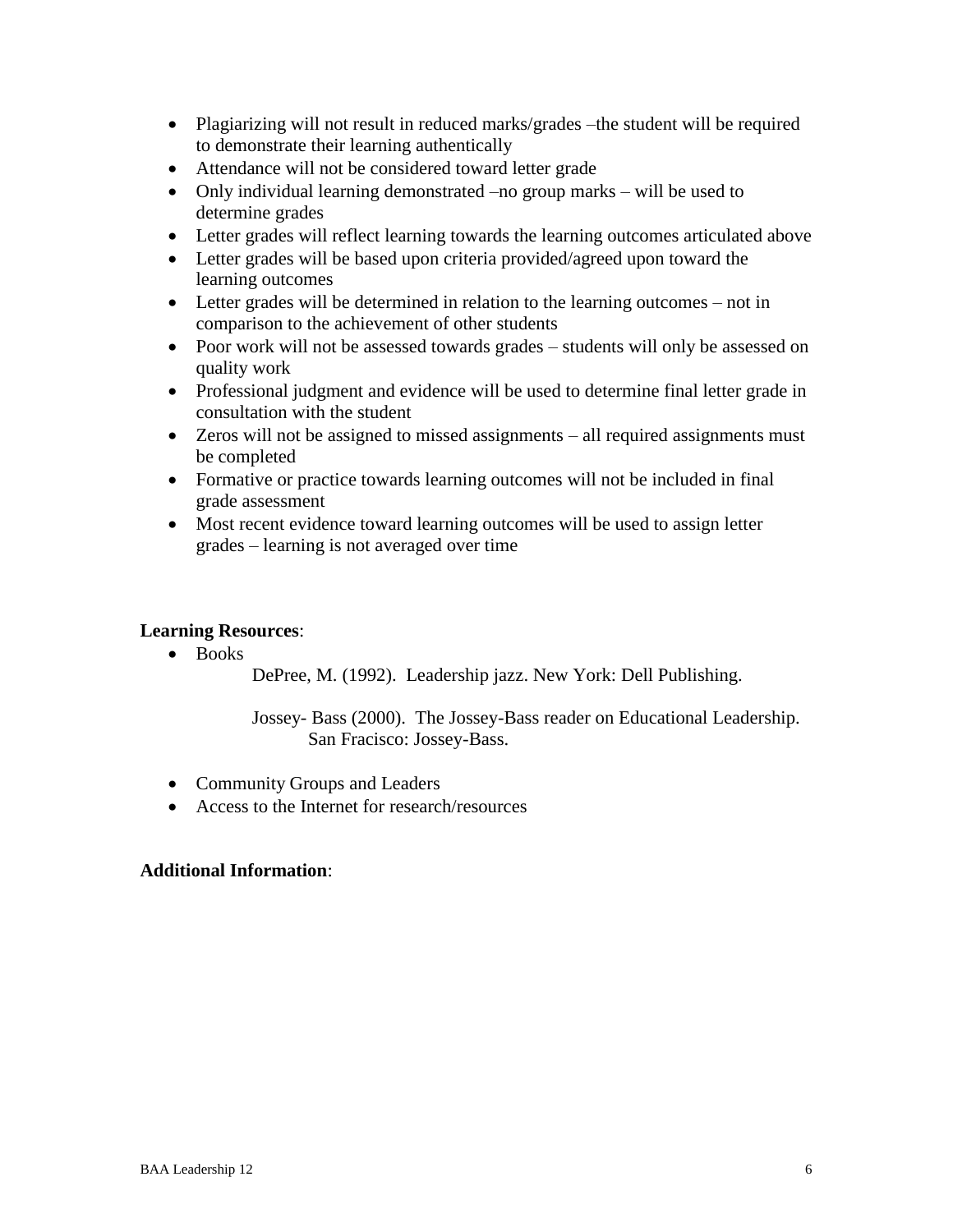- Plagiarizing will not result in reduced marks/grades –the student will be required to demonstrate their learning authentically
- Attendance will not be considered toward letter grade
- Only individual learning demonstrated –no group marks – will be used to determine grades
- Letter grades will reflect learning towards the learning outcomes articulated above
- Letter grades will be based upon criteria provided/agreed upon toward the learning outcomes
- Letter grades will be determined in relation to the learning outcomes – not in comparison to the achievement of other students
- Poor work will not be assessed towards grades – students will only be assessed on quality work
- Professional judgment and evidence will be used to determine final letter grade in consultation with the student
- Zeros will not be assigned to missed assignments – all required assignments must be completed
- Formative or practice towards learning outcomes will not be included in final grade assessment
- Most recent evidence toward learning outcomes will be used to assign letter grades – learning is not averaged over time

**Learning Resources**:

- Books

  DePree, M. (1992). Leadership jazz. New York: Dell Publishing.

  Jossey- Bass (2000). The Jossey-Bass reader on Educational Leadership. San Fracisco: Jossey-Bass.

- Community Groups and Leaders
- Access to the Internet for research/resources

**Additional Information**: